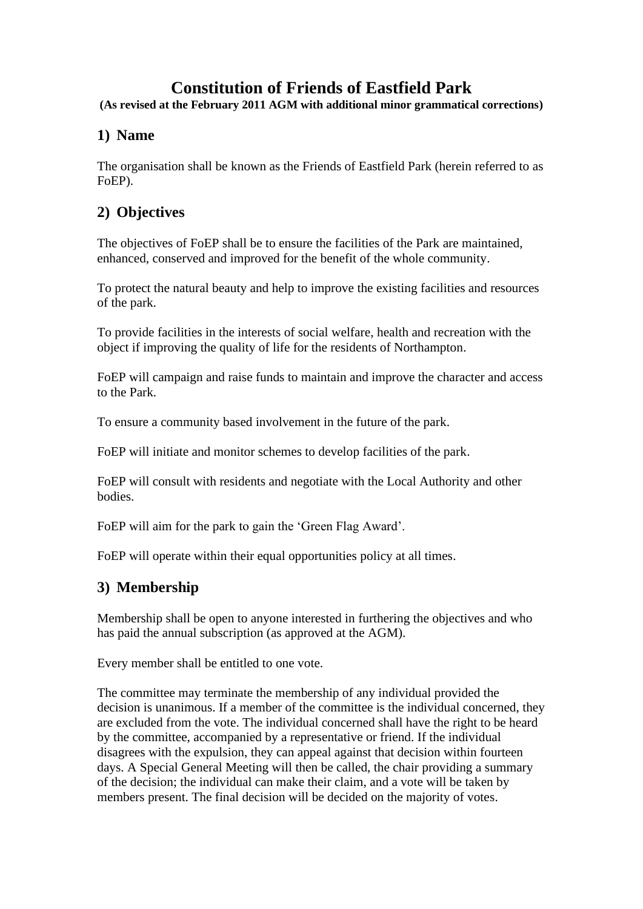# Constitution of Friends of Eastfield Park

**(As revised at the February 2011 AGM with additional minor grammatical corrections)**

## 1) Name

The organisation shall be known as the Friends of Eastfield Park (herein referred to as FoEP).

## 2) Objectives

The objectives of FoEP shall be to ensure the facilities of the Park are maintained, enhanced, conserved and improved for the benefit of the whole community.

To protect the natural beauty and help to improve the existing facilities and resources of the park.

To provide facilities in the interests of social welfare, health and recreation with the object if improving the quality of life for the residents of Northampton.

FoEP will campaign and raise funds to maintain and improve the character and access to the Park.

To ensure a community based involvement in the future of the park.

FoEP will initiate and monitor schemes to develop facilities of the park.

FoEP will consult with residents and negotiate with the Local Authority and other bodies.

FoEP will aim for the park to gain the 'Green Flag Award'.

FoEP will operate within their equal opportunities policy at all times.

## 3) Membership

Membership shall be open to anyone interested in furthering the objectives and who has paid the annual subscription (as approved at the AGM).

Every member shall be entitled to one vote.

The committee may terminate the membership of any individual provided the decision is unanimous. If a member of the committee is the individual concerned, they are excluded from the vote. The individual concerned shall have the right to be heard by the committee, accompanied by a representative or friend. If the individual disagrees with the expulsion, they can appeal against that decision within fourteen days. A Special General Meeting will then be called, the chair providing a summary of the decision; the individual can make their claim, and a vote will be taken by members present. The final decision will be decided on the majority of votes.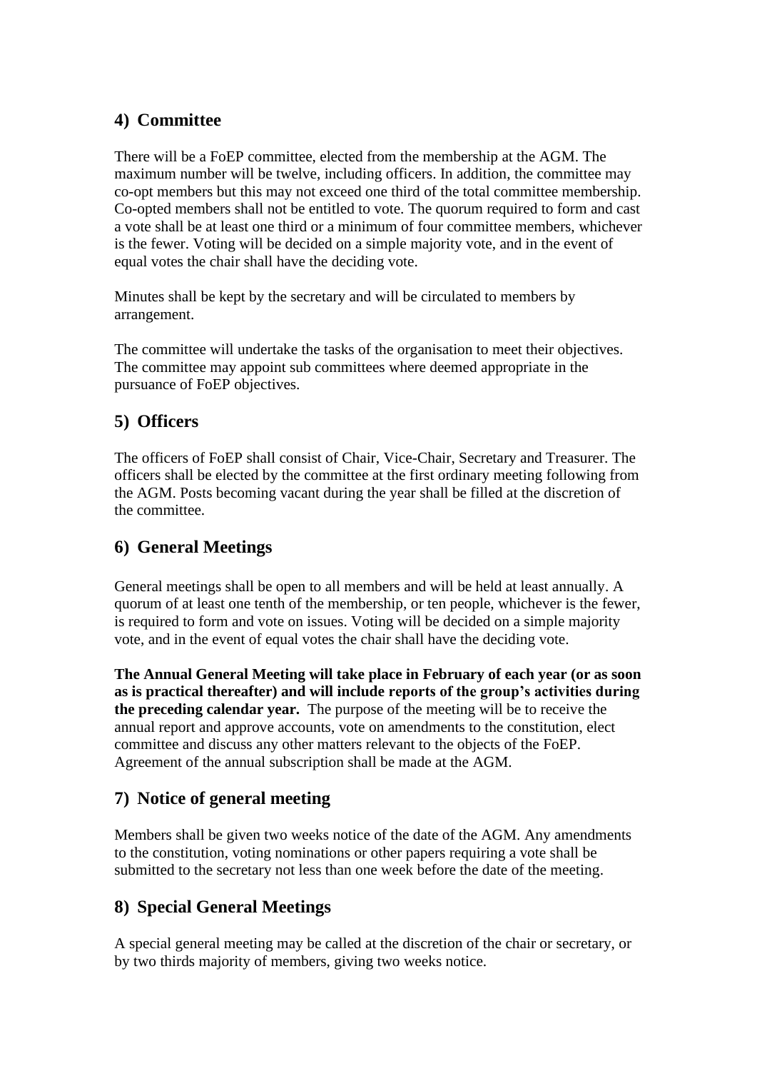## 4) Committee

There will be a FoEP committee, elected from the membership at the AGM. The maximum number will be twelve, including officers. In addition, the committee may co-opt members but this may not exceed one third of the total committee membership. Co-opted members shall not be entitled to vote. The quorum required to form and cast a vote shall be at least one third or a minimum of four committee members, whichever is the fewer. Voting will be decided on a simple majority vote, and in the event of equal votes the chair shall have the deciding vote.

Minutes shall be kept by the secretary and will be circulated to members by arrangement.

The committee will undertake the tasks of the organisation to meet their objectives. The committee may appoint sub committees where deemed appropriate in the pursuance of FoEP objectives.

## 5) Officers

The officers of FoEP shall consist of Chair, Vice-Chair, Secretary and Treasurer. The officers shall be elected by the committee at the first ordinary meeting following from the AGM. Posts becoming vacant during the year shall be filled at the discretion of the committee.

## 6) General Meetings

General meetings shall be open to all members and will be held at least annually. A quorum of at least one tenth of the membership, or ten people, whichever is the fewer, is required to form and vote on issues. Voting will be decided on a simple majority vote, and in the event of equal votes the chair shall have the deciding vote.

**The Annual General Meeting will take place in February of each year (or as soon as is practical thereafter) and will include reports of the group's activities during the preceding calendar year.** The purpose of the meeting will be to receive the annual report and approve accounts, vote on amendments to the constitution, elect committee and discuss any other matters relevant to the objects of the FoEP. Agreement of the annual subscription shall be made at the AGM.

## 7) Notice of general meeting

Members shall be given two weeks notice of the date of the AGM. Any amendments to the constitution, voting nominations or other papers requiring a vote shall be submitted to the secretary not less than one week before the date of the meeting.

## 8) Special General Meetings

A special general meeting may be called at the discretion of the chair or secretary, or by two thirds majority of members, giving two weeks notice.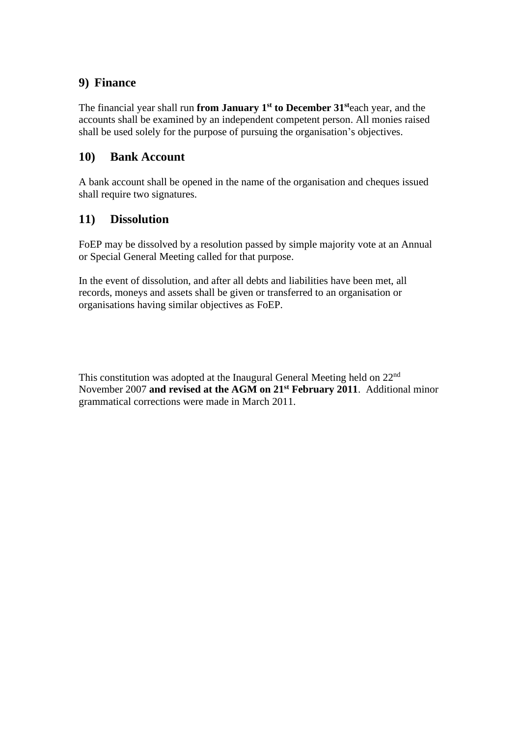## 9) Finance

The financial year shall run **from January 1st to December 31st** each year, and the accounts shall be examined by an independent competent person. All monies raised shall be used solely for the purpose of pursuing the organisation's objectives.

## 10) Bank Account

A bank account shall be opened in the name of the organisation and cheques issued shall require two signatures.

## 11) Dissolution

FoEP may be dissolved by a resolution passed by simple majority vote at an Annual or Special General Meeting called for that purpose.

In the event of dissolution, and after all debts and liabilities have been met, all records, moneys and assets shall be given or transferred to an organisation or organisations having similar objectives as FoEP.

This constitution was adopted at the Inaugural General Meeting held on 22nd November 2007 **and revised at the AGM on 21st February 2011**. Additional minor grammatical corrections were made in March 2011.